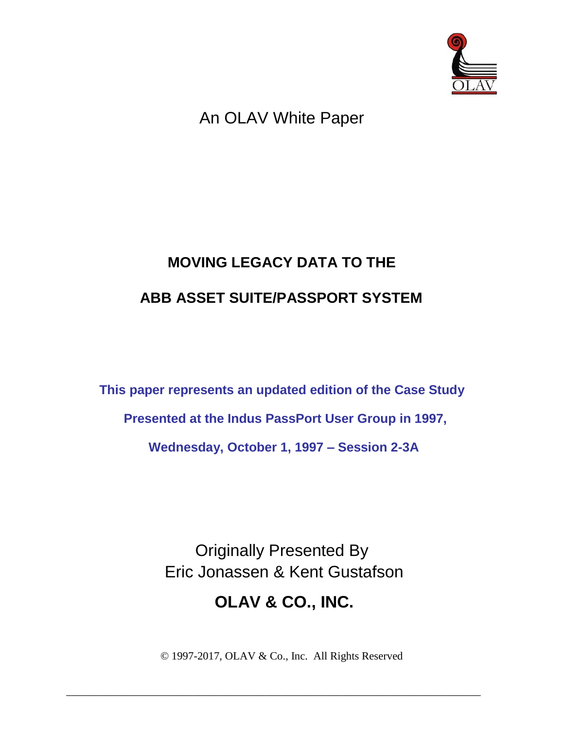An OLAV White Paper

# MOVING LEGACY DATA TO THE

# ABB ASSET SUITE/PASSPORT SYSTEM

**This paper represents an updated edition of the Case Study**

**Presented at the Indus PassPort User Group in 1997,**

**Wednesday, October 1, 1997 – Session 2-3A**

Originally Presented By
Eric Jonassen & Kent Gustafson

**OLAV & CO., INC.**

© 1997-2017, OLAV & Co., Inc. All Rights Reserved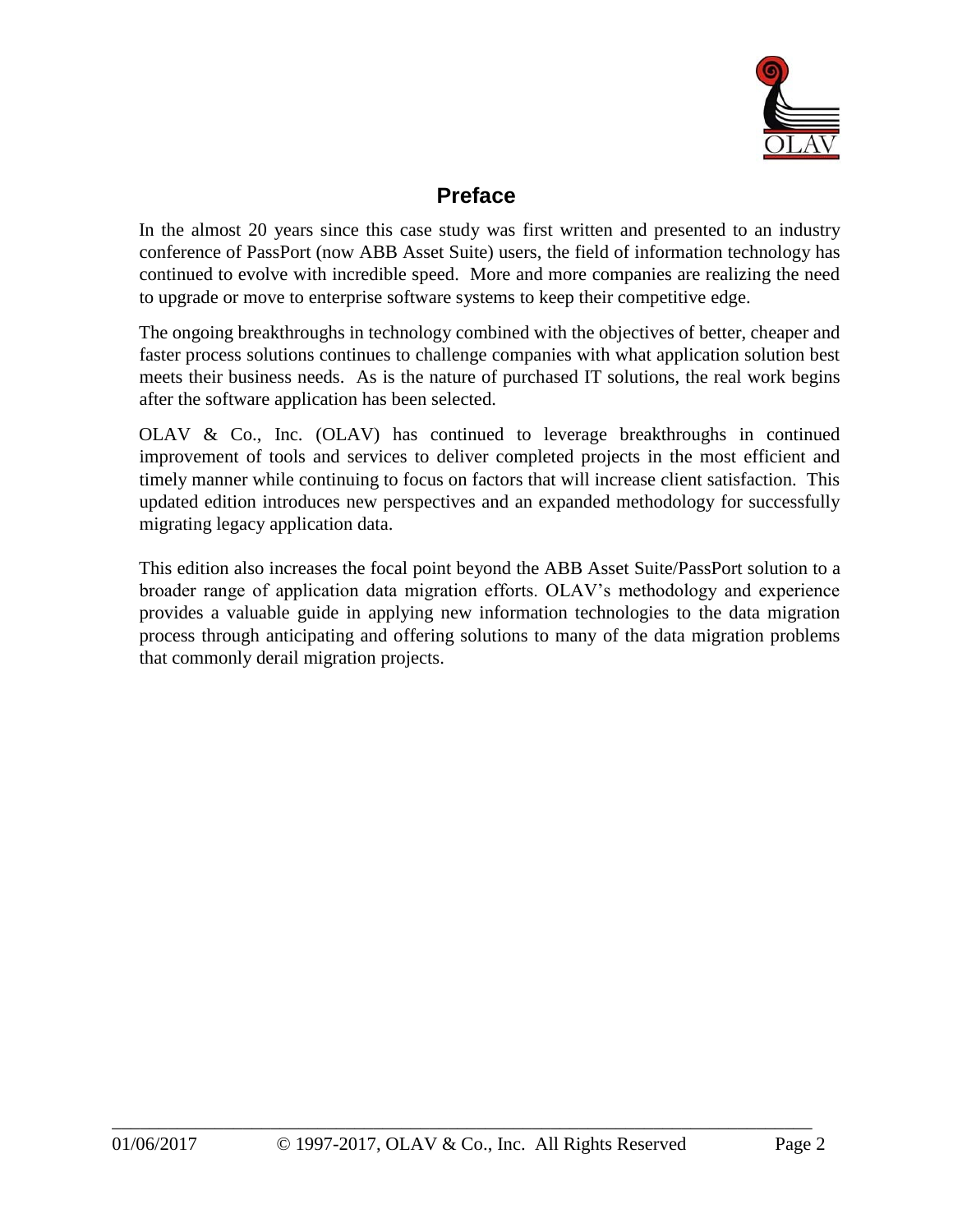## Preface

In the almost 20 years since this case study was first written and presented to an industry conference of PassPort (now ABB Asset Suite) users, the field of information technology has continued to evolve with incredible speed. More and more companies are realizing the need to upgrade or move to enterprise software systems to keep their competitive edge.

The ongoing breakthroughs in technology combined with the objectives of better, cheaper and faster process solutions continues to challenge companies with what application solution best meets their business needs. As is the nature of purchased IT solutions, the real work begins after the software application has been selected.

OLAV & Co., Inc. (OLAV) has continued to leverage breakthroughs in continued improvement of tools and services to deliver completed projects in the most efficient and timely manner while continuing to focus on factors that will increase client satisfaction. This updated edition introduces new perspectives and an expanded methodology for successfully migrating legacy application data.

This edition also increases the focal point beyond the ABB Asset Suite/PassPort solution to a broader range of application data migration efforts. OLAV's methodology and experience provides a valuable guide in applying new information technologies to the data migration process through anticipating and offering solutions to many of the data migration problems that commonly derail migration projects.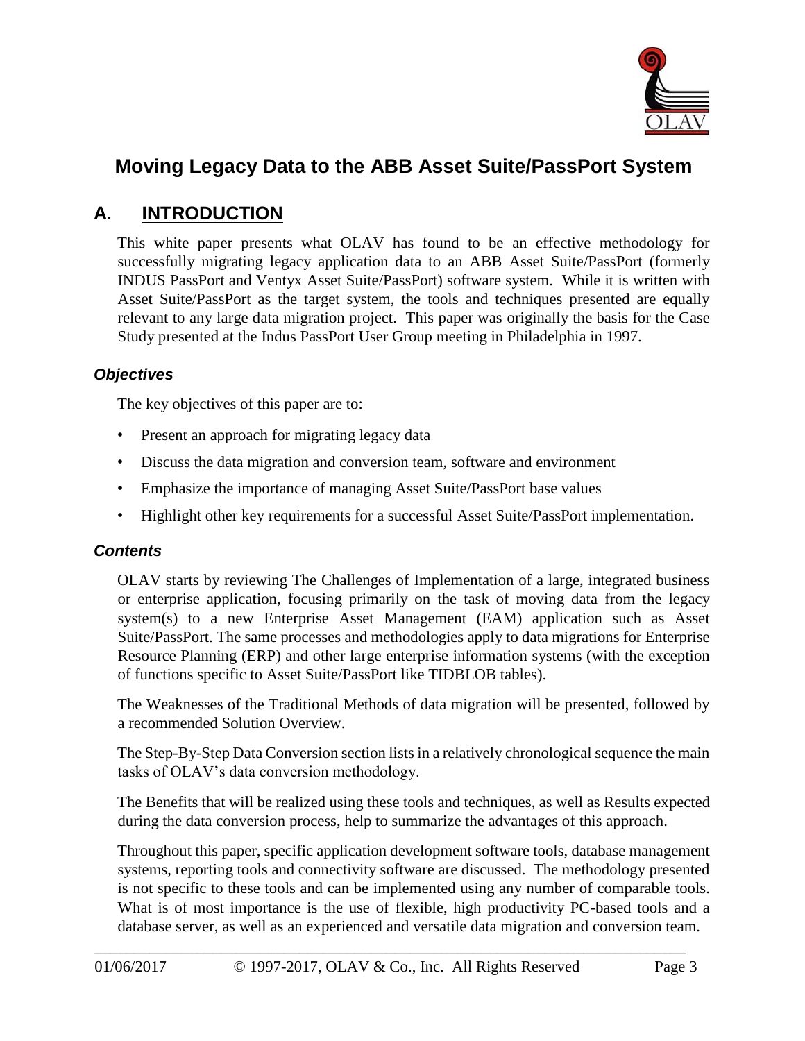# Moving Legacy Data to the ABB Asset Suite/PassPort System

## A. INTRODUCTION

This white paper presents what OLAV has found to be an effective methodology for successfully migrating legacy application data to an ABB Asset Suite/PassPort (formerly INDUS PassPort and Ventyx Asset Suite/PassPort) software system. While it is written with Asset Suite/PassPort as the target system, the tools and techniques presented are equally relevant to any large data migration project. This paper was originally the basis for the Case Study presented at the Indus PassPort User Group meeting in Philadelphia in 1997.

### *Objectives*

The key objectives of this paper are to:

- Present an approach for migrating legacy data
- Discuss the data migration and conversion team, software and environment
- Emphasize the importance of managing Asset Suite/PassPort base values
- Highlight other key requirements for a successful Asset Suite/PassPort implementation.

### *Contents*

OLAV starts by reviewing The Challenges of Implementation of a large, integrated business or enterprise application, focusing primarily on the task of moving data from the legacy system(s) to a new Enterprise Asset Management (EAM) application such as Asset Suite/PassPort. The same processes and methodologies apply to data migrations for Enterprise Resource Planning (ERP) and other large enterprise information systems (with the exception of functions specific to Asset Suite/PassPort like TIDBLOB tables).

The Weaknesses of the Traditional Methods of data migration will be presented, followed by a recommended Solution Overview.

The Step-By-Step Data Conversion section lists in a relatively chronological sequence the main tasks of OLAV's data conversion methodology.

The Benefits that will be realized using these tools and techniques, as well as Results expected during the data conversion process, help to summarize the advantages of this approach.

Throughout this paper, specific application development software tools, database management systems, reporting tools and connectivity software are discussed. The methodology presented is not specific to these tools and can be implemented using any number of comparable tools. What is of most importance is the use of flexible, high productivity PC-based tools and a database server, as well as an experienced and versatile data migration and conversion team.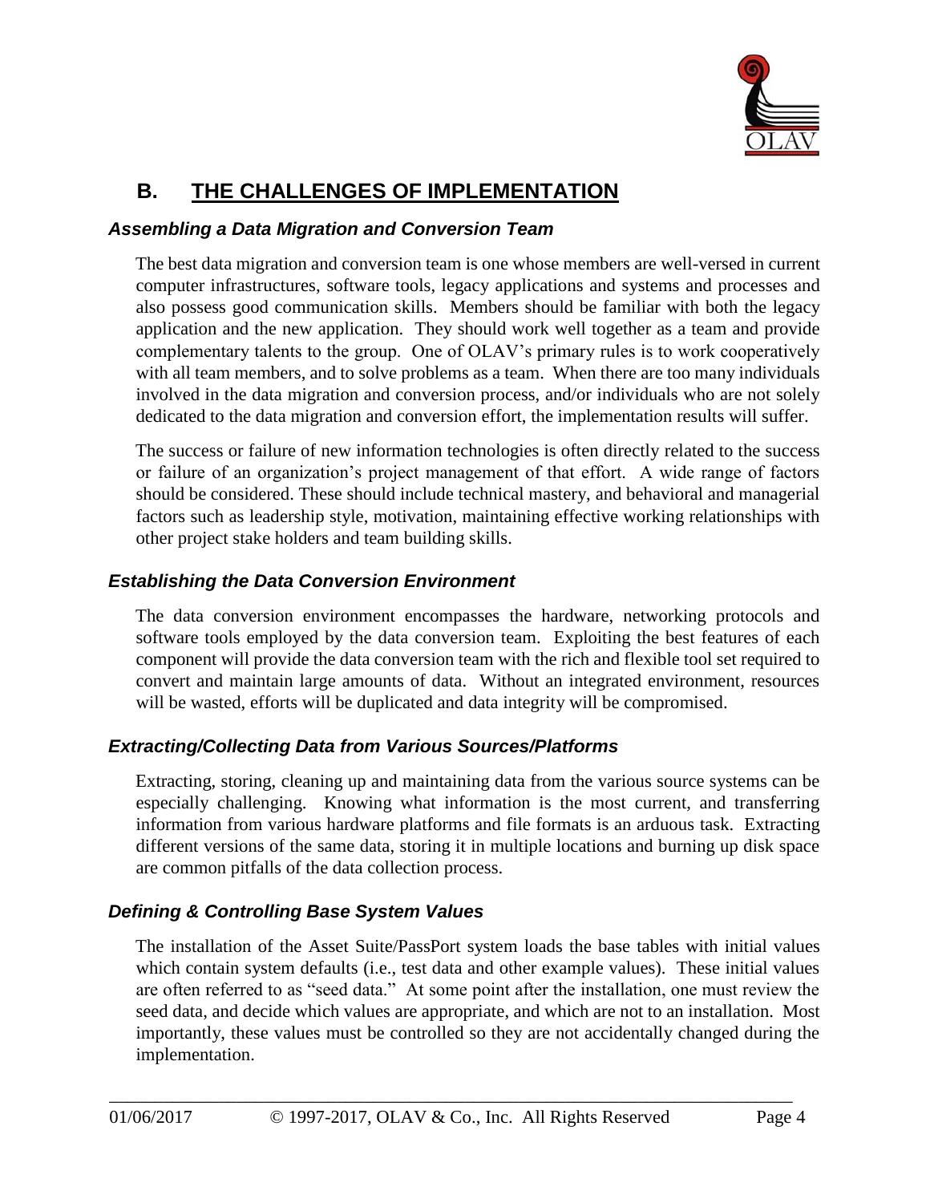## B. THE CHALLENGES OF IMPLEMENTATION

### *Assembling a Data Migration and Conversion Team*

The best data migration and conversion team is one whose members are well-versed in current computer infrastructures, software tools, legacy applications and systems and processes and also possess good communication skills. Members should be familiar with both the legacy application and the new application. They should work well together as a team and provide complementary talents to the group. One of OLAV's primary rules is to work cooperatively with all team members, and to solve problems as a team. When there are too many individuals involved in the data migration and conversion process, and/or individuals who are not solely dedicated to the data migration and conversion effort, the implementation results will suffer.

The success or failure of new information technologies is often directly related to the success or failure of an organization's project management of that effort. A wide range of factors should be considered. These should include technical mastery, and behavioral and managerial factors such as leadership style, motivation, maintaining effective working relationships with other project stake holders and team building skills.

### *Establishing the Data Conversion Environment*

The data conversion environment encompasses the hardware, networking protocols and software tools employed by the data conversion team. Exploiting the best features of each component will provide the data conversion team with the rich and flexible tool set required to convert and maintain large amounts of data. Without an integrated environment, resources will be wasted, efforts will be duplicated and data integrity will be compromised.

### *Extracting/Collecting Data from Various Sources/Platforms*

Extracting, storing, cleaning up and maintaining data from the various source systems can be especially challenging. Knowing what information is the most current, and transferring information from various hardware platforms and file formats is an arduous task. Extracting different versions of the same data, storing it in multiple locations and burning up disk space are common pitfalls of the data collection process.

### *Defining & Controlling Base System Values*

The installation of the Asset Suite/PassPort system loads the base tables with initial values which contain system defaults (i.e., test data and other example values). These initial values are often referred to as "seed data." At some point after the installation, one must review the seed data, and decide which values are appropriate, and which are not to an installation. Most importantly, these values must be controlled so they are not accidentally changed during the implementation.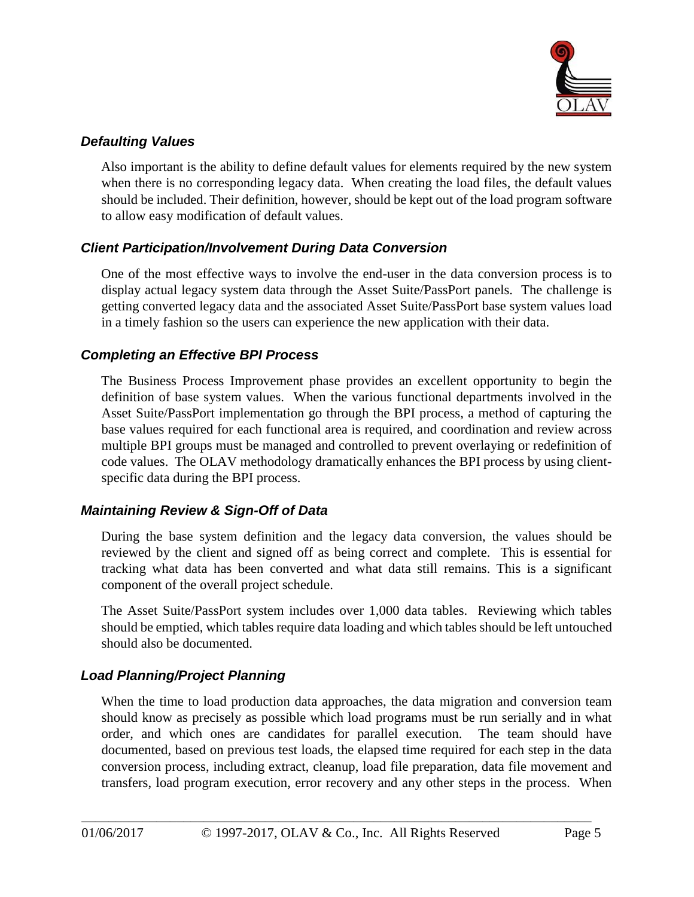### *Defaulting Values*

Also important is the ability to define default values for elements required by the new system when there is no corresponding legacy data. When creating the load files, the default values should be included. Their definition, however, should be kept out of the load program software to allow easy modification of default values.

### *Client Participation/Involvement During Data Conversion*

One of the most effective ways to involve the end-user in the data conversion process is to display actual legacy system data through the Asset Suite/PassPort panels. The challenge is getting converted legacy data and the associated Asset Suite/PassPort base system values load in a timely fashion so the users can experience the new application with their data.

### *Completing an Effective BPI Process*

The Business Process Improvement phase provides an excellent opportunity to begin the definition of base system values. When the various functional departments involved in the Asset Suite/PassPort implementation go through the BPI process, a method of capturing the base values required for each functional area is required, and coordination and review across multiple BPI groups must be managed and controlled to prevent overlaying or redefinition of code values. The OLAV methodology dramatically enhances the BPI process by using client-specific data during the BPI process.

### *Maintaining Review & Sign-Off of Data*

During the base system definition and the legacy data conversion, the values should be reviewed by the client and signed off as being correct and complete. This is essential for tracking what data has been converted and what data still remains. This is a significant component of the overall project schedule.

The Asset Suite/PassPort system includes over 1,000 data tables. Reviewing which tables should be emptied, which tables require data loading and which tables should be left untouched should also be documented.

### *Load Planning/Project Planning*

When the time to load production data approaches, the data migration and conversion team should know as precisely as possible which load programs must be run serially and in what order, and which ones are candidates for parallel execution. The team should have documented, based on previous test loads, the elapsed time required for each step in the data conversion process, including extract, cleanup, load file preparation, data file movement and transfers, load program execution, error recovery and any other steps in the process. When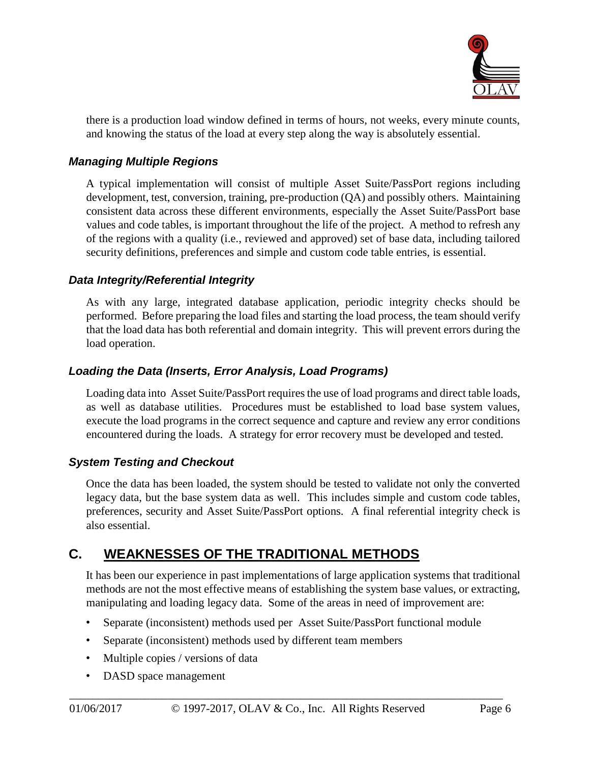there is a production load window defined in terms of hours, not weeks, every minute counts, and knowing the status of the load at every step along the way is absolutely essential.

### *Managing Multiple Regions*

A typical implementation will consist of multiple Asset Suite/PassPort regions including development, test, conversion, training, pre-production (QA) and possibly others. Maintaining consistent data across these different environments, especially the Asset Suite/PassPort base values and code tables, is important throughout the life of the project. A method to refresh any of the regions with a quality (i.e., reviewed and approved) set of base data, including tailored security definitions, preferences and simple and custom code table entries, is essential.

### *Data Integrity/Referential Integrity*

As with any large, integrated database application, periodic integrity checks should be performed. Before preparing the load files and starting the load process, the team should verify that the load data has both referential and domain integrity. This will prevent errors during the load operation.

### *Loading the Data (Inserts, Error Analysis, Load Programs)*

Loading data into Asset Suite/PassPort requires the use of load programs and direct table loads, as well as database utilities. Procedures must be established to load base system values, execute the load programs in the correct sequence and capture and review any error conditions encountered during the loads. A strategy for error recovery must be developed and tested.

### *System Testing and Checkout*

Once the data has been loaded, the system should be tested to validate not only the converted legacy data, but the base system data as well. This includes simple and custom code tables, preferences, security and Asset Suite/PassPort options. A final referential integrity check is also essential.

## C. WEAKNESSES OF THE TRADITIONAL METHODS

It has been our experience in past implementations of large application systems that traditional methods are not the most effective means of establishing the system base values, or extracting, manipulating and loading legacy data. Some of the areas in need of improvement are:

- Separate (inconsistent) methods used per Asset Suite/PassPort functional module
- Separate (inconsistent) methods used by different team members
- Multiple copies / versions of data
- DASD space management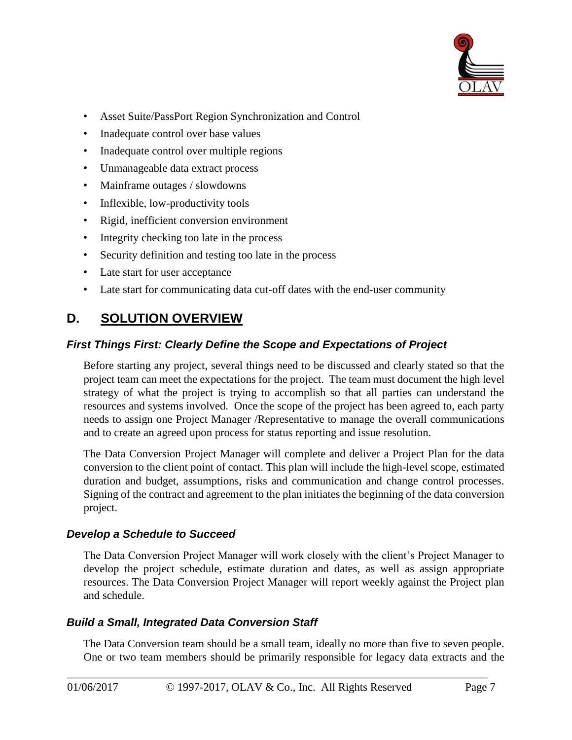- Asset Suite/PassPort Region Synchronization and Control
- Inadequate control over base values
- Inadequate control over multiple regions
- Unmanageable data extract process
- Mainframe outages / slowdowns
- Inflexible, low-productivity tools
- Rigid, inefficient conversion environment
- Integrity checking too late in the process
- Security definition and testing too late in the process
- Late start for user acceptance
- Late start for communicating data cut-off dates with the end-user community

## D. SOLUTION OVERVIEW

### *First Things First: Clearly Define the Scope and Expectations of Project*

Before starting any project, several things need to be discussed and clearly stated so that the project team can meet the expectations for the project. The team must document the high level strategy of what the project is trying to accomplish so that all parties can understand the resources and systems involved. Once the scope of the project has been agreed to, each party needs to assign one Project Manager /Representative to manage the overall communications and to create an agreed upon process for status reporting and issue resolution.

The Data Conversion Project Manager will complete and deliver a Project Plan for the data conversion to the client point of contact. This plan will include the high-level scope, estimated duration and budget, assumptions, risks and communication and change control processes. Signing of the contract and agreement to the plan initiates the beginning of the data conversion project.

### *Develop a Schedule to Succeed*

The Data Conversion Project Manager will work closely with the client's Project Manager to develop the project schedule, estimate duration and dates, as well as assign appropriate resources. The Data Conversion Project Manager will report weekly against the Project plan and schedule.

### *Build a Small, Integrated Data Conversion Staff*

The Data Conversion team should be a small team, ideally no more than five to seven people. One or two team members should be primarily responsible for legacy data extracts and the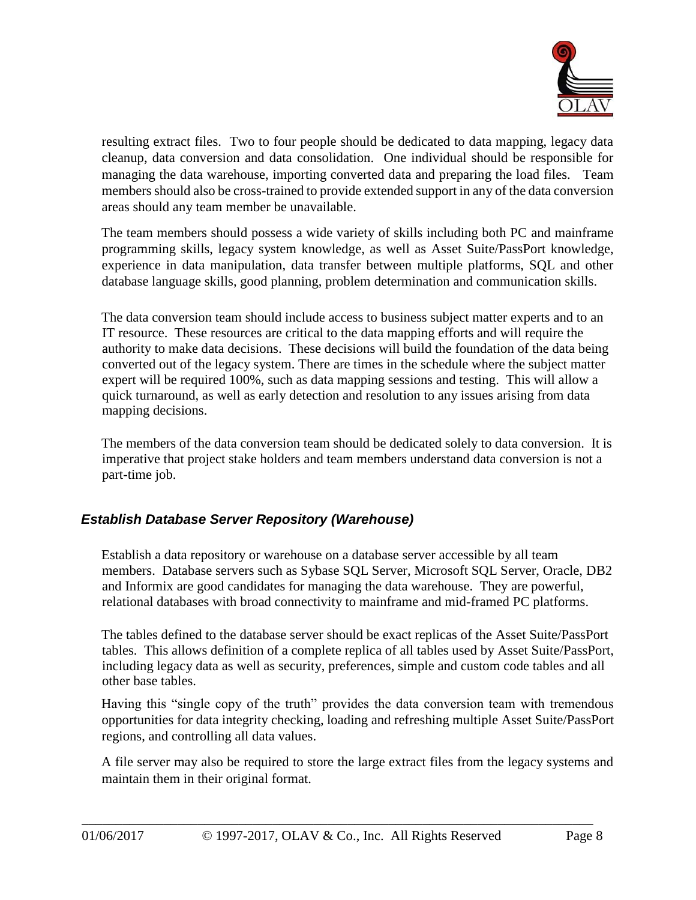resulting extract files. Two to four people should be dedicated to data mapping, legacy data cleanup, data conversion and data consolidation. One individual should be responsible for managing the data warehouse, importing converted data and preparing the load files. Team members should also be cross-trained to provide extended support in any of the data conversion areas should any team member be unavailable.

The team members should possess a wide variety of skills including both PC and mainframe programming skills, legacy system knowledge, as well as Asset Suite/PassPort knowledge, experience in data manipulation, data transfer between multiple platforms, SQL and other database language skills, good planning, problem determination and communication skills.

The data conversion team should include access to business subject matter experts and to an IT resource. These resources are critical to the data mapping efforts and will require the authority to make data decisions. These decisions will build the foundation of the data being converted out of the legacy system. There are times in the schedule where the subject matter expert will be required 100%, such as data mapping sessions and testing. This will allow a quick turnaround, as well as early detection and resolution to any issues arising from data mapping decisions.

The members of the data conversion team should be dedicated solely to data conversion. It is imperative that project stake holders and team members understand data conversion is not a part-time job.

### *Establish Database Server Repository (Warehouse)*

Establish a data repository or warehouse on a database server accessible by all team members. Database servers such as Sybase SQL Server, Microsoft SQL Server, Oracle, DB2 and Informix are good candidates for managing the data warehouse. They are powerful, relational databases with broad connectivity to mainframe and mid-framed PC platforms.

The tables defined to the database server should be exact replicas of the Asset Suite/PassPort tables. This allows definition of a complete replica of all tables used by Asset Suite/PassPort, including legacy data as well as security, preferences, simple and custom code tables and all other base tables.

Having this "single copy of the truth" provides the data conversion team with tremendous opportunities for data integrity checking, loading and refreshing multiple Asset Suite/PassPort regions, and controlling all data values.

A file server may also be required to store the large extract files from the legacy systems and maintain them in their original format.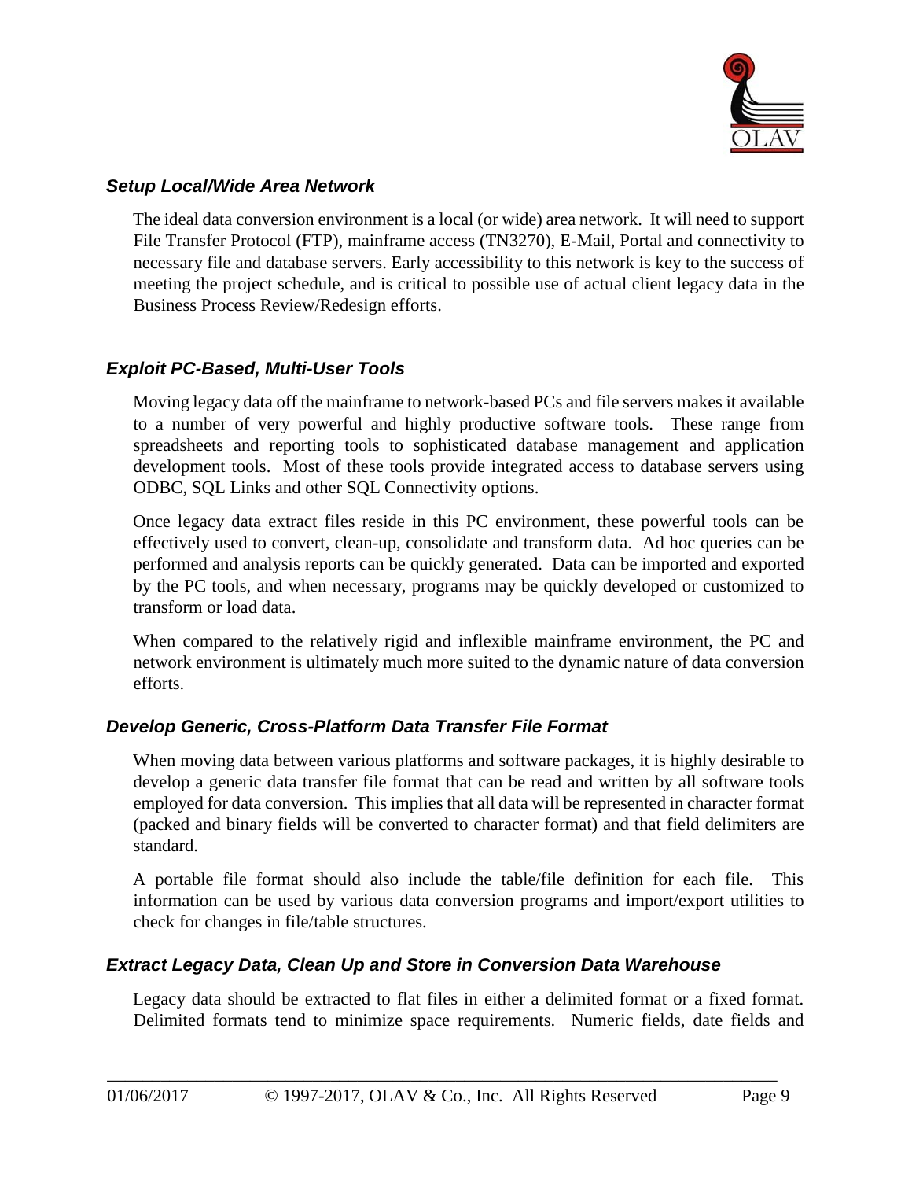### *Setup Local/Wide Area Network*

The ideal data conversion environment is a local (or wide) area network. It will need to support File Transfer Protocol (FTP), mainframe access (TN3270), E-Mail, Portal and connectivity to necessary file and database servers. Early accessibility to this network is key to the success of meeting the project schedule, and is critical to possible use of actual client legacy data in the Business Process Review/Redesign efforts.

### *Exploit PC-Based, Multi-User Tools*

Moving legacy data off the mainframe to network-based PCs and file servers makes it available to a number of very powerful and highly productive software tools. These range from spreadsheets and reporting tools to sophisticated database management and application development tools. Most of these tools provide integrated access to database servers using ODBC, SQL Links and other SQL Connectivity options.

Once legacy data extract files reside in this PC environment, these powerful tools can be effectively used to convert, clean-up, consolidate and transform data. Ad hoc queries can be performed and analysis reports can be quickly generated. Data can be imported and exported by the PC tools, and when necessary, programs may be quickly developed or customized to transform or load data.

When compared to the relatively rigid and inflexible mainframe environment, the PC and network environment is ultimately much more suited to the dynamic nature of data conversion efforts.

### *Develop Generic, Cross-Platform Data Transfer File Format*

When moving data between various platforms and software packages, it is highly desirable to develop a generic data transfer file format that can be read and written by all software tools employed for data conversion. This implies that all data will be represented in character format (packed and binary fields will be converted to character format) and that field delimiters are standard.

A portable file format should also include the table/file definition for each file. This information can be used by various data conversion programs and import/export utilities to check for changes in file/table structures.

### *Extract Legacy Data, Clean Up and Store in Conversion Data Warehouse*

Legacy data should be extracted to flat files in either a delimited format or a fixed format. Delimited formats tend to minimize space requirements. Numeric fields, date fields and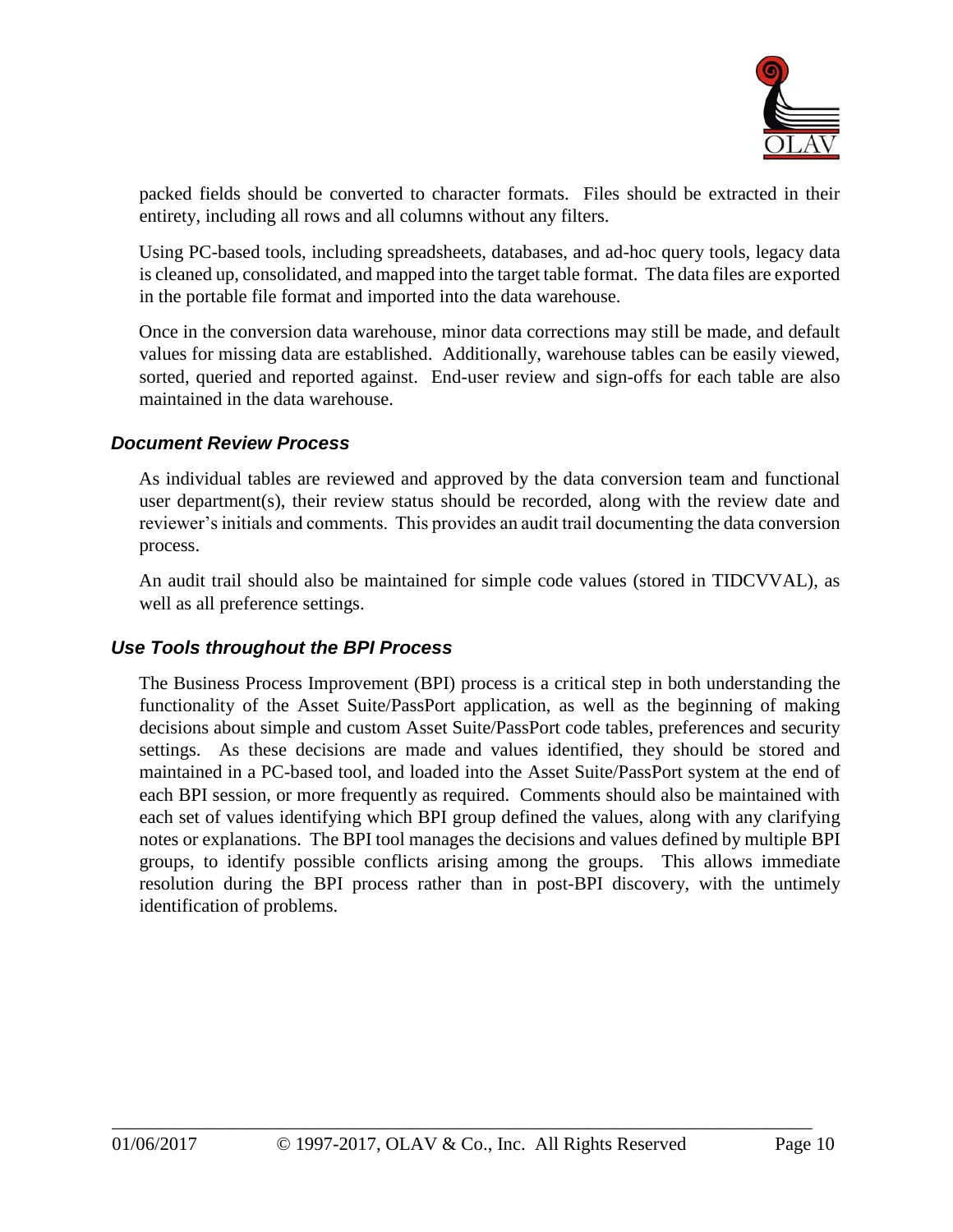packed fields should be converted to character formats. Files should be extracted in their entirety, including all rows and all columns without any filters.

Using PC-based tools, including spreadsheets, databases, and ad-hoc query tools, legacy data is cleaned up, consolidated, and mapped into the target table format. The data files are exported in the portable file format and imported into the data warehouse.

Once in the conversion data warehouse, minor data corrections may still be made, and default values for missing data are established. Additionally, warehouse tables can be easily viewed, sorted, queried and reported against. End-user review and sign-offs for each table are also maintained in the data warehouse.

### *Document Review Process*

As individual tables are reviewed and approved by the data conversion team and functional user department(s), their review status should be recorded, along with the review date and reviewer's initials and comments. This provides an audit trail documenting the data conversion process.

An audit trail should also be maintained for simple code values (stored in TIDCVVAL), as well as all preference settings.

### *Use Tools throughout the BPI Process*

The Business Process Improvement (BPI) process is a critical step in both understanding the functionality of the Asset Suite/PassPort application, as well as the beginning of making decisions about simple and custom Asset Suite/PassPort code tables, preferences and security settings. As these decisions are made and values identified, they should be stored and maintained in a PC-based tool, and loaded into the Asset Suite/PassPort system at the end of each BPI session, or more frequently as required. Comments should also be maintained with each set of values identifying which BPI group defined the values, along with any clarifying notes or explanations. The BPI tool manages the decisions and values defined by multiple BPI groups, to identify possible conflicts arising among the groups. This allows immediate resolution during the BPI process rather than in post-BPI discovery, with the untimely identification of problems.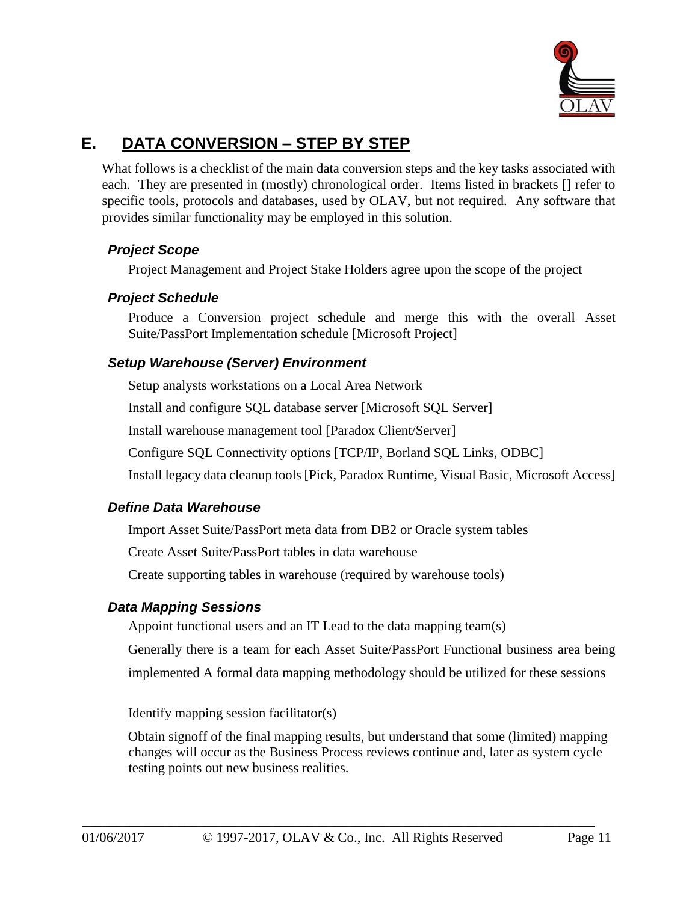## E. DATA CONVERSION – STEP BY STEP

What follows is a checklist of the main data conversion steps and the key tasks associated with each. They are presented in (mostly) chronological order. Items listed in brackets [] refer to specific tools, protocols and databases, used by OLAV, but not required. Any software that provides similar functionality may be employed in this solution.

### *Project Scope*

Project Management and Project Stake Holders agree upon the scope of the project

### *Project Schedule*

Produce a Conversion project schedule and merge this with the overall Asset Suite/PassPort Implementation schedule [Microsoft Project]

### *Setup Warehouse (Server) Environment*

Setup analysts workstations on a Local Area Network

Install and configure SQL database server [Microsoft SQL Server]

Install warehouse management tool [Paradox Client/Server]

Configure SQL Connectivity options [TCP/IP, Borland SQL Links, ODBC]

Install legacy data cleanup tools [Pick, Paradox Runtime, Visual Basic, Microsoft Access]

### *Define Data Warehouse*

Import Asset Suite/PassPort meta data from DB2 or Oracle system tables

Create Asset Suite/PassPort tables in data warehouse

Create supporting tables in warehouse (required by warehouse tools)

### *Data Mapping Sessions*

Appoint functional users and an IT Lead to the data mapping team(s)

Generally there is a team for each Asset Suite/PassPort Functional business area being implemented A formal data mapping methodology should be utilized for these sessions

Identify mapping session facilitator(s)

Obtain signoff of the final mapping results, but understand that some (limited) mapping changes will occur as the Business Process reviews continue and, later as system cycle testing points out new business realities.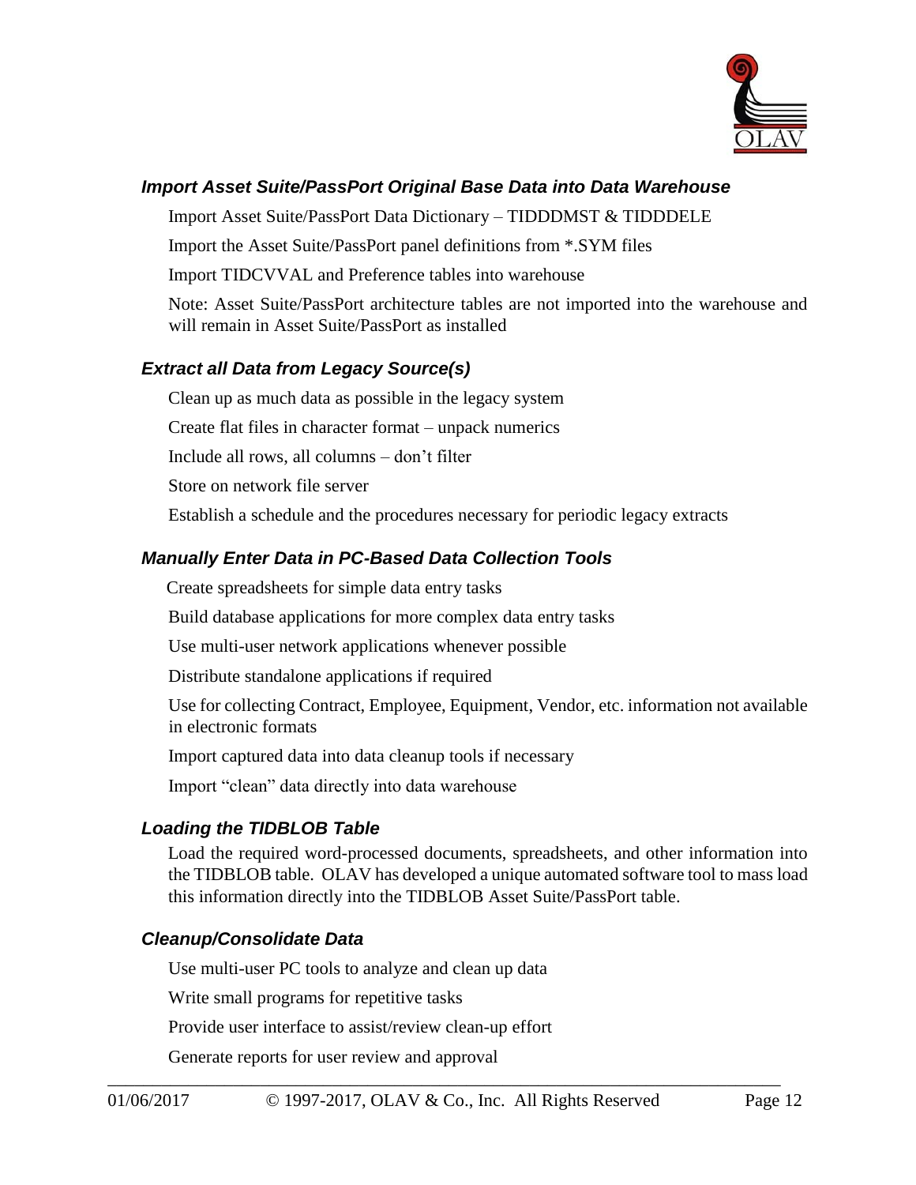### *Import Asset Suite/PassPort Original Base Data into Data Warehouse*

Import Asset Suite/PassPort Data Dictionary – TIDDDMST & TIDDDELE

Import the Asset Suite/PassPort panel definitions from *.SYM files

Import TIDCVVAL and Preference tables into warehouse

Note: Asset Suite/PassPort architecture tables are not imported into the warehouse and will remain in Asset Suite/PassPort as installed

### *Extract all Data from Legacy Source(s)*

Clean up as much data as possible in the legacy system

Create flat files in character format – unpack numerics

Include all rows, all columns – don't filter

Store on network file server

Establish a schedule and the procedures necessary for periodic legacy extracts

### *Manually Enter Data in PC-Based Data Collection Tools*

Create spreadsheets for simple data entry tasks

Build database applications for more complex data entry tasks

Use multi-user network applications whenever possible

Distribute standalone applications if required

Use for collecting Contract, Employee, Equipment, Vendor, etc. information not available in electronic formats

Import captured data into data cleanup tools if necessary

Import "clean" data directly into data warehouse

### *Loading the TIDBLOB Table*

Load the required word-processed documents, spreadsheets, and other information into the TIDBLOB table. OLAV has developed a unique automated software tool to mass load this information directly into the TIDBLOB Asset Suite/PassPort table.

### *Cleanup/Consolidate Data*

Use multi-user PC tools to analyze and clean up data

Write small programs for repetitive tasks

Provide user interface to assist/review clean-up effort

Generate reports for user review and approval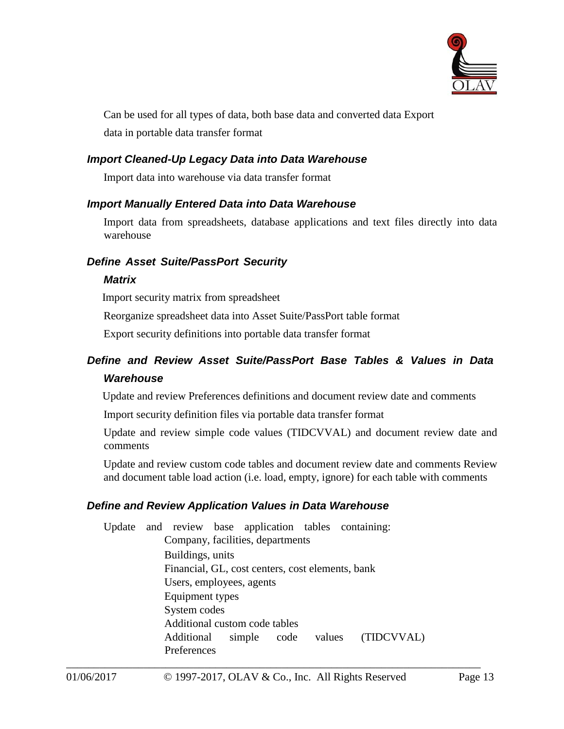Can be used for all types of data, both base data and converted data Export data in portable data transfer format

### *Import Cleaned-Up Legacy Data into Data Warehouse*

Import data into warehouse via data transfer format

### *Import Manually Entered Data into Data Warehouse*

Import data from spreadsheets, database applications and text files directly into data warehouse

### *Define Asset Suite/PassPort Security Matrix*

Import security matrix from spreadsheet

Reorganize spreadsheet data into Asset Suite/PassPort table format

Export security definitions into portable data transfer format

### *Define and Review Asset Suite/PassPort Base Tables & Values in Data Warehouse*

Update and review Preferences definitions and document review date and comments

Import security definition files via portable data transfer format

Update and review simple code values (TIDCVVAL) and document review date and comments

Update and review custom code tables and document review date and comments Review and document table load action (i.e. load, empty, ignore) for each table with comments

### *Define and Review Application Values in Data Warehouse*

Update and review base application tables containing:

- Company, facilities, departments
- Buildings, units
- Financial, GL, cost centers, cost elements, bank
- Users, employees, agents
- Equipment types
- System codes
- Additional custom code tables
- Additional simple code values (TIDCVVAL)
- Preferences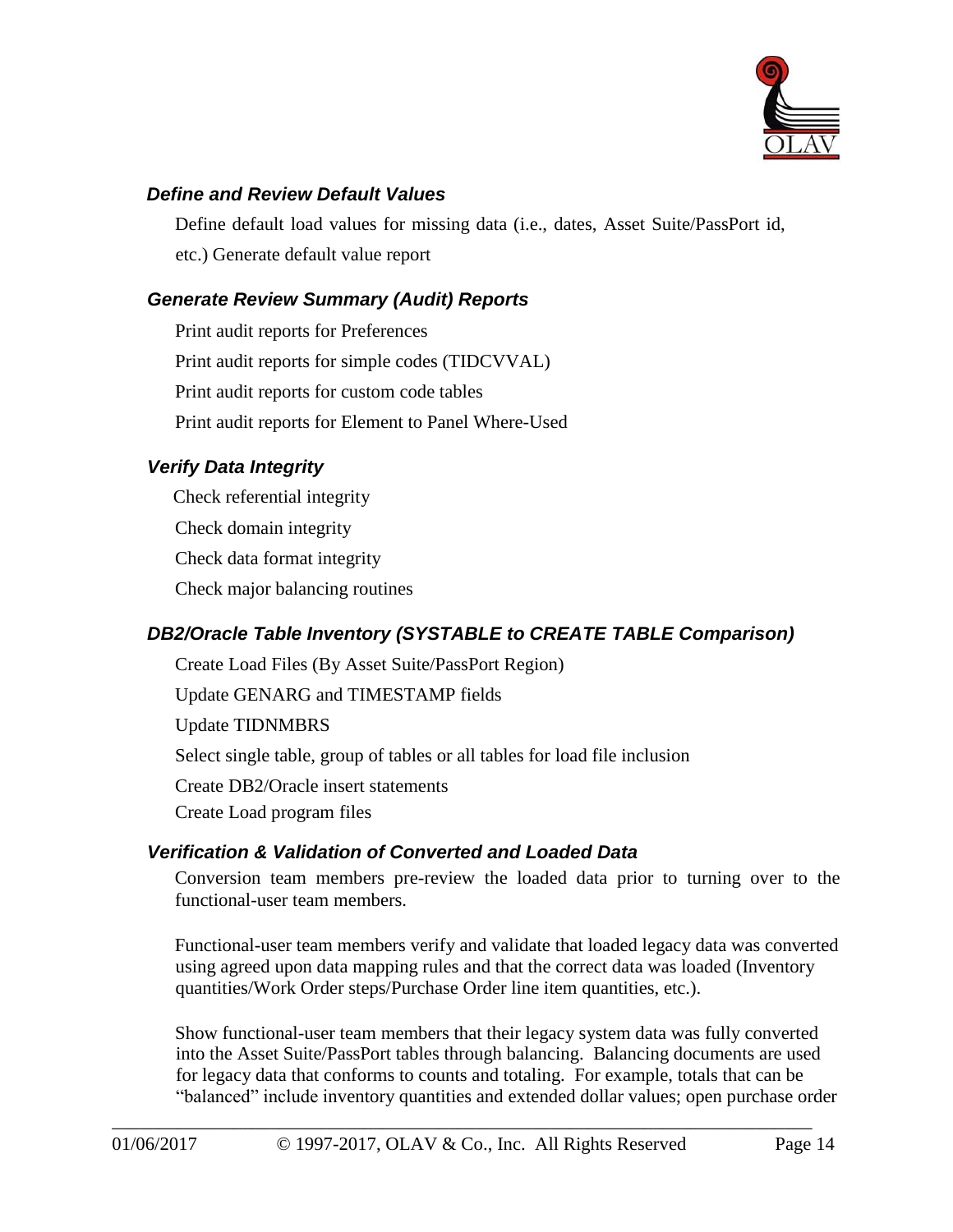### *Define and Review Default Values*

Define default load values for missing data (i.e., dates, Asset Suite/PassPort id, etc.) Generate default value report

### *Generate Review Summary (Audit) Reports*

Print audit reports for Preferences

Print audit reports for simple codes (TIDCVVAL)

Print audit reports for custom code tables

Print audit reports for Element to Panel Where-Used

### *Verify Data Integrity*

Check referential integrity

Check domain integrity

Check data format integrity

Check major balancing routines

### *DB2/Oracle Table Inventory (SYSTABLE to CREATE TABLE Comparison)*

Create Load Files (By Asset Suite/PassPort Region)

Update GENARG and TIMESTAMP fields

Update TIDNMBRS

Select single table, group of tables or all tables for load file inclusion

Create DB2/Oracle insert statements

Create Load program files

### *Verification & Validation of Converted and Loaded Data*

Conversion team members pre-review the loaded data prior to turning over to the functional-user team members.

Functional-user team members verify and validate that loaded legacy data was converted using agreed upon data mapping rules and that the correct data was loaded (Inventory quantities/Work Order steps/Purchase Order line item quantities, etc.).

Show functional-user team members that their legacy system data was fully converted into the Asset Suite/PassPort tables through balancing. Balancing documents are used for legacy data that conforms to counts and totaling. For example, totals that can be "balanced" include inventory quantities and extended dollar values; open purchase order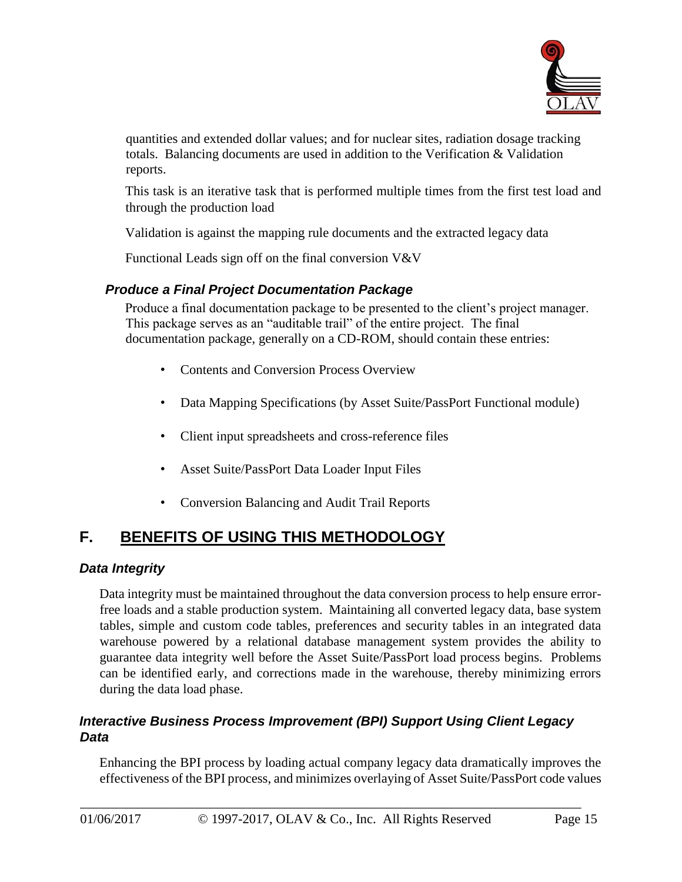quantities and extended dollar values; and for nuclear sites, radiation dosage tracking totals. Balancing documents are used in addition to the Verification & Validation reports.

This task is an iterative task that is performed multiple times from the first test load and through the production load

Validation is against the mapping rule documents and the extracted legacy data

Functional Leads sign off on the final conversion V&V

### *Produce a Final Project Documentation Package*

Produce a final documentation package to be presented to the client's project manager. This package serves as an "auditable trail" of the entire project. The final documentation package, generally on a CD-ROM, should contain these entries:

- Contents and Conversion Process Overview
- Data Mapping Specifications (by Asset Suite/PassPort Functional module)
- Client input spreadsheets and cross-reference files
- Asset Suite/PassPort Data Loader Input Files
- Conversion Balancing and Audit Trail Reports

## F. BENEFITS OF USING THIS METHODOLOGY

### *Data Integrity*

Data integrity must be maintained throughout the data conversion process to help ensure error-free loads and a stable production system. Maintaining all converted legacy data, base system tables, simple and custom code tables, preferences and security tables in an integrated data warehouse powered by a relational database management system provides the ability to guarantee data integrity well before the Asset Suite/PassPort load process begins. Problems can be identified early, and corrections made in the warehouse, thereby minimizing errors during the data load phase.

### *Interactive Business Process Improvement (BPI) Support Using Client Legacy Data*

Enhancing the BPI process by loading actual company legacy data dramatically improves the effectiveness of the BPI process, and minimizes overlaying of Asset Suite/PassPort code values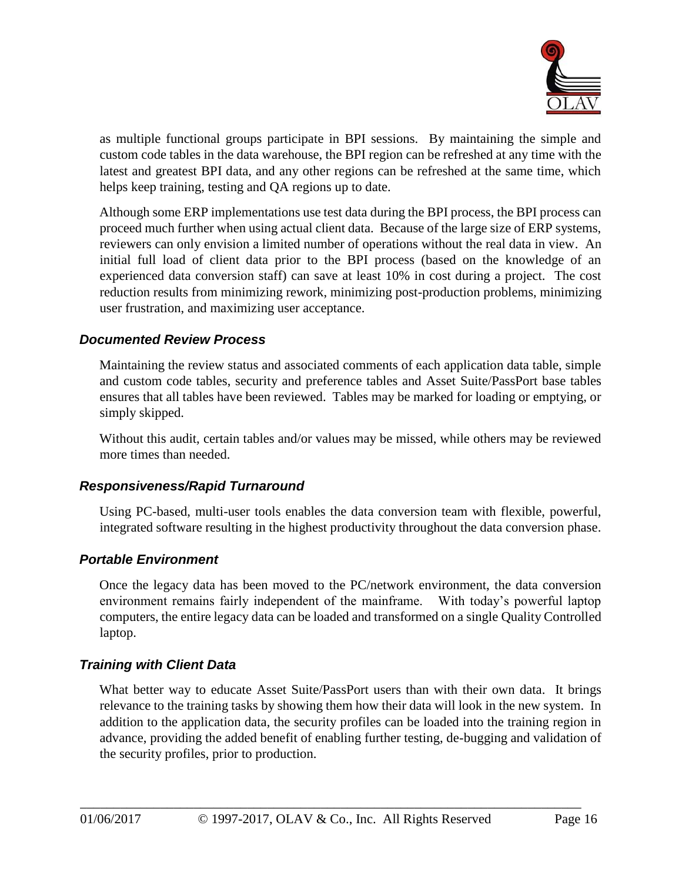as multiple functional groups participate in BPI sessions. By maintaining the simple and custom code tables in the data warehouse, the BPI region can be refreshed at any time with the latest and greatest BPI data, and any other regions can be refreshed at the same time, which helps keep training, testing and QA regions up to date.

Although some ERP implementations use test data during the BPI process, the BPI process can proceed much further when using actual client data. Because of the large size of ERP systems, reviewers can only envision a limited number of operations without the real data in view. An initial full load of client data prior to the BPI process (based on the knowledge of an experienced data conversion staff) can save at least 10% in cost during a project. The cost reduction results from minimizing rework, minimizing post-production problems, minimizing user frustration, and maximizing user acceptance.

### *Documented Review Process*

Maintaining the review status and associated comments of each application data table, simple and custom code tables, security and preference tables and Asset Suite/PassPort base tables ensures that all tables have been reviewed. Tables may be marked for loading or emptying, or simply skipped.

Without this audit, certain tables and/or values may be missed, while others may be reviewed more times than needed.

### *Responsiveness/Rapid Turnaround*

Using PC-based, multi-user tools enables the data conversion team with flexible, powerful, integrated software resulting in the highest productivity throughout the data conversion phase.

### *Portable Environment*

Once the legacy data has been moved to the PC/network environment, the data conversion environment remains fairly independent of the mainframe. With today's powerful laptop computers, the entire legacy data can be loaded and transformed on a single Quality Controlled laptop.

### *Training with Client Data*

What better way to educate Asset Suite/PassPort users than with their own data. It brings relevance to the training tasks by showing them how their data will look in the new system. In addition to the application data, the security profiles can be loaded into the training region in advance, providing the added benefit of enabling further testing, de-bugging and validation of the security profiles, prior to production.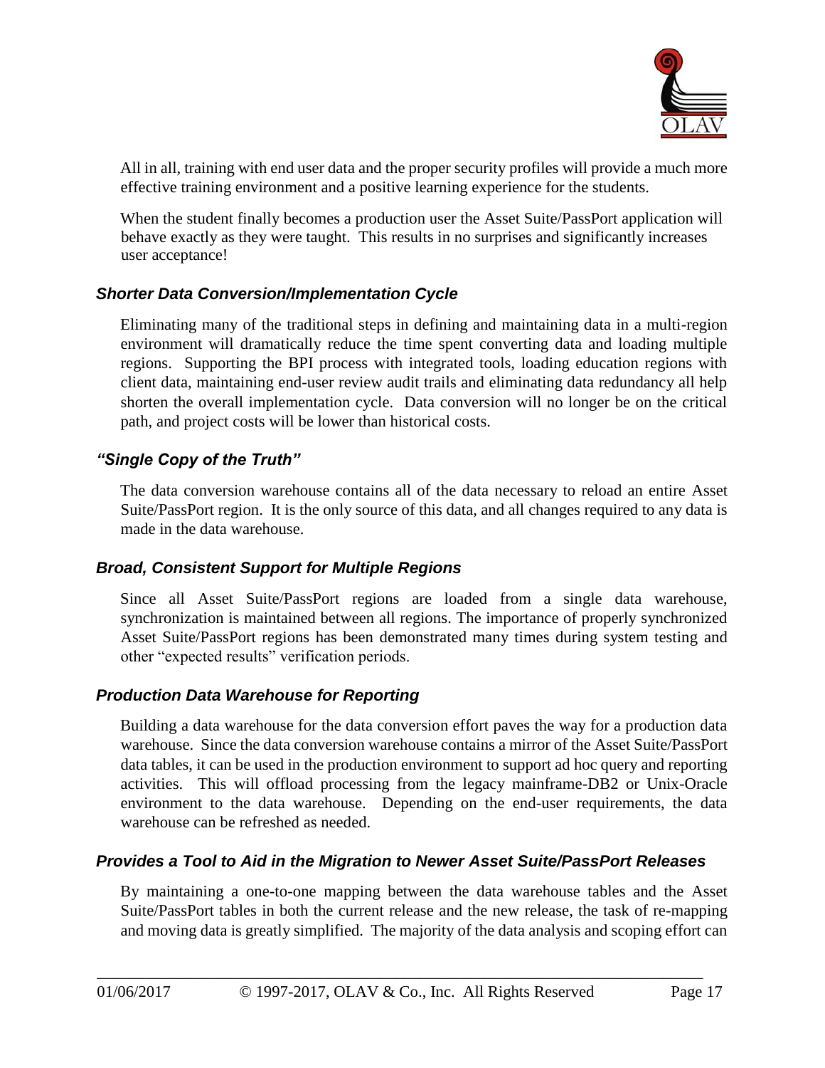All in all, training with end user data and the proper security profiles will provide a much more effective training environment and a positive learning experience for the students.

When the student finally becomes a production user the Asset Suite/PassPort application will behave exactly as they were taught. This results in no surprises and significantly increases user acceptance!

### *Shorter Data Conversion/Implementation Cycle*

Eliminating many of the traditional steps in defining and maintaining data in a multi-region environment will dramatically reduce the time spent converting data and loading multiple regions. Supporting the BPI process with integrated tools, loading education regions with client data, maintaining end-user review audit trails and eliminating data redundancy all help shorten the overall implementation cycle. Data conversion will no longer be on the critical path, and project costs will be lower than historical costs.

### *"Single Copy of the Truth"*

The data conversion warehouse contains all of the data necessary to reload an entire Asset Suite/PassPort region. It is the only source of this data, and all changes required to any data is made in the data warehouse.

### *Broad, Consistent Support for Multiple Regions*

Since all Asset Suite/PassPort regions are loaded from a single data warehouse, synchronization is maintained between all regions. The importance of properly synchronized Asset Suite/PassPort regions has been demonstrated many times during system testing and other "expected results" verification periods.

### *Production Data Warehouse for Reporting*

Building a data warehouse for the data conversion effort paves the way for a production data warehouse. Since the data conversion warehouse contains a mirror of the Asset Suite/PassPort data tables, it can be used in the production environment to support ad hoc query and reporting activities. This will offload processing from the legacy mainframe-DB2 or Unix-Oracle environment to the data warehouse. Depending on the end-user requirements, the data warehouse can be refreshed as needed.

### *Provides a Tool to Aid in the Migration to Newer Asset Suite/PassPort Releases*

By maintaining a one-to-one mapping between the data warehouse tables and the Asset Suite/PassPort tables in both the current release and the new release, the task of re-mapping and moving data is greatly simplified. The majority of the data analysis and scoping effort can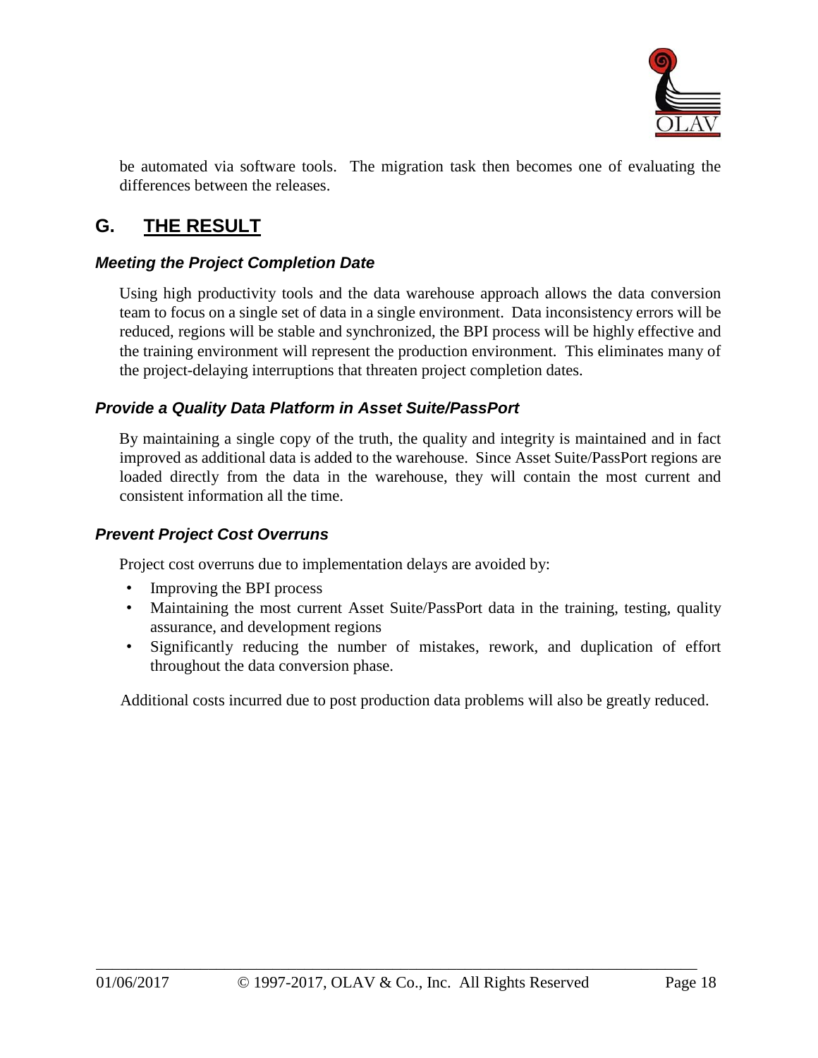be automated via software tools. The migration task then becomes one of evaluating the differences between the releases.

## G. THE RESULT

### *Meeting the Project Completion Date*

Using high productivity tools and the data warehouse approach allows the data conversion team to focus on a single set of data in a single environment. Data inconsistency errors will be reduced, regions will be stable and synchronized, the BPI process will be highly effective and the training environment will represent the production environment. This eliminates many of the project-delaying interruptions that threaten project completion dates.

### *Provide a Quality Data Platform in Asset Suite/PassPort*

By maintaining a single copy of the truth, the quality and integrity is maintained and in fact improved as additional data is added to the warehouse. Since Asset Suite/PassPort regions are loaded directly from the data in the warehouse, they will contain the most current and consistent information all the time.

### *Prevent Project Cost Overruns*

Project cost overruns due to implementation delays are avoided by:

- Improving the BPI process
- Maintaining the most current Asset Suite/PassPort data in the training, testing, quality assurance, and development regions
- Significantly reducing the number of mistakes, rework, and duplication of effort throughout the data conversion phase.

Additional costs incurred due to post production data problems will also be greatly reduced.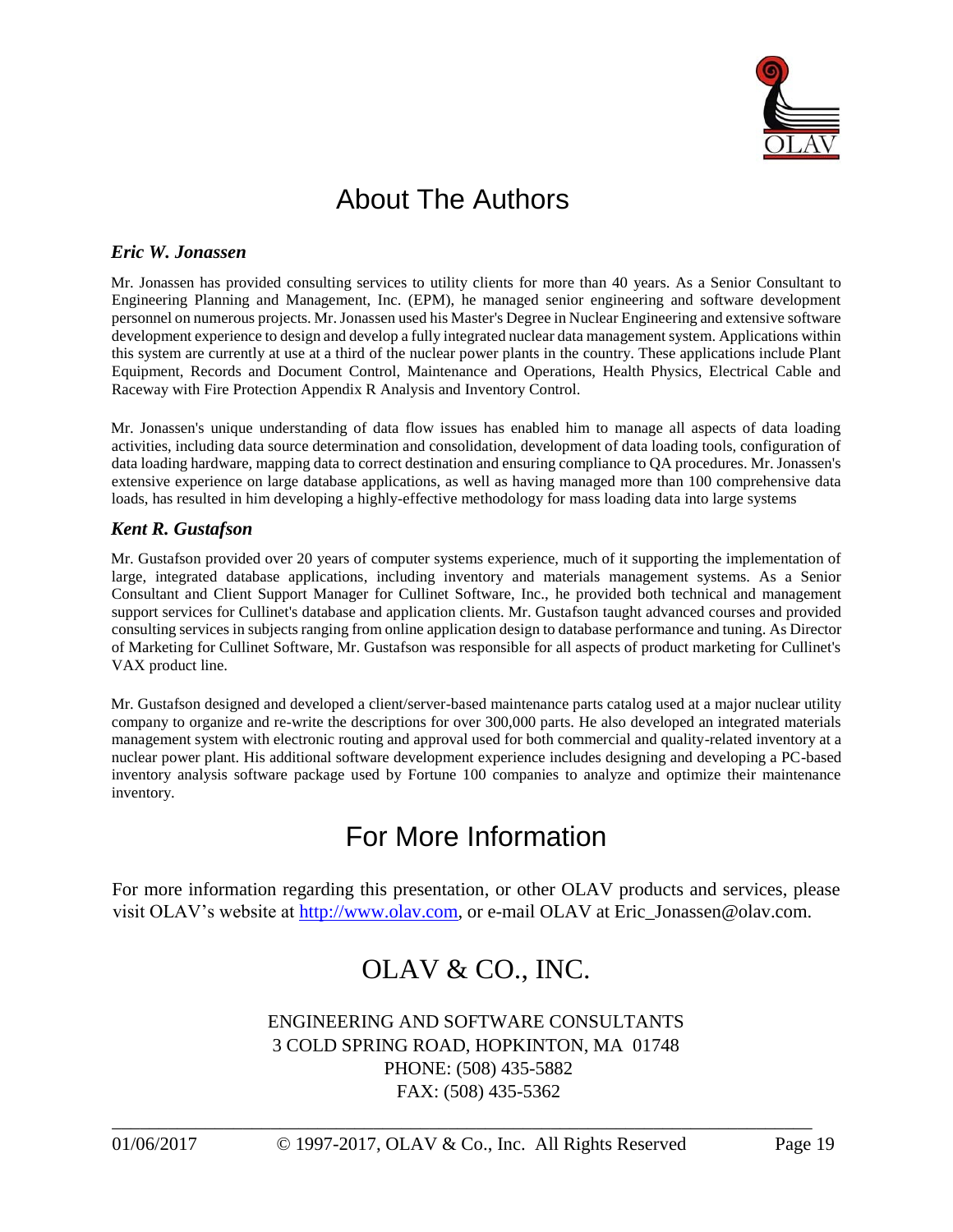# About The Authors

### *Eric W. Jonassen*

Mr. Jonassen has provided consulting services to utility clients for more than 40 years. As a Senior Consultant to Engineering Planning and Management, Inc. (EPM), he managed senior engineering and software development personnel on numerous projects. Mr. Jonassen used his Master's Degree in Nuclear Engineering and extensive software development experience to design and develop a fully integrated nuclear data management system. Applications within this system are currently at use at a third of the nuclear power plants in the country. These applications include Plant Equipment, Records and Document Control, Maintenance and Operations, Health Physics, Electrical Cable and Raceway with Fire Protection Appendix R Analysis and Inventory Control.

Mr. Jonassen's unique understanding of data flow issues has enabled him to manage all aspects of data loading activities, including data source determination and consolidation, development of data loading tools, configuration of data loading hardware, mapping data to correct destination and ensuring compliance to QA procedures. Mr. Jonassen's extensive experience on large database applications, as well as having managed more than 100 comprehensive data loads, has resulted in him developing a highly-effective methodology for mass loading data into large systems

### *Kent R. Gustafson*

Mr. Gustafson provided over 20 years of computer systems experience, much of it supporting the implementation of large, integrated database applications, including inventory and materials management systems. As a Senior Consultant and Client Support Manager for Cullinet Software, Inc., he provided both technical and management support services for Cullinet's database and application clients. Mr. Gustafson taught advanced courses and provided consulting services in subjects ranging from online application design to database performance and tuning. As Director of Marketing for Cullinet Software, Mr. Gustafson was responsible for all aspects of product marketing for Cullinet's VAX product line.

Mr. Gustafson designed and developed a client/server-based maintenance parts catalog used at a major nuclear utility company to organize and re-write the descriptions for over 300,000 parts. He also developed an integrated materials management system with electronic routing and approval used for both commercial and quality-related inventory at a nuclear power plant. His additional software development experience includes designing and developing a PC-based inventory analysis software package used by Fortune 100 companies to analyze and optimize their maintenance inventory.

# For More Information

For more information regarding this presentation, or other OLAV products and services, please visit OLAV's website at [http://www.olav.com](http://www.olav.com), or e-mail OLAV at Eric_Jonassen@olav.com.

## OLAV & CO., INC.

ENGINEERING AND SOFTWARE CONSULTANTS
3 COLD SPRING ROAD, HOPKINTON, MA 01748
PHONE: (508) 435-5882
FAX: (508) 435-5362

01/06/2017 © 1997-2017, OLAV & Co., Inc. All Rights Reserved